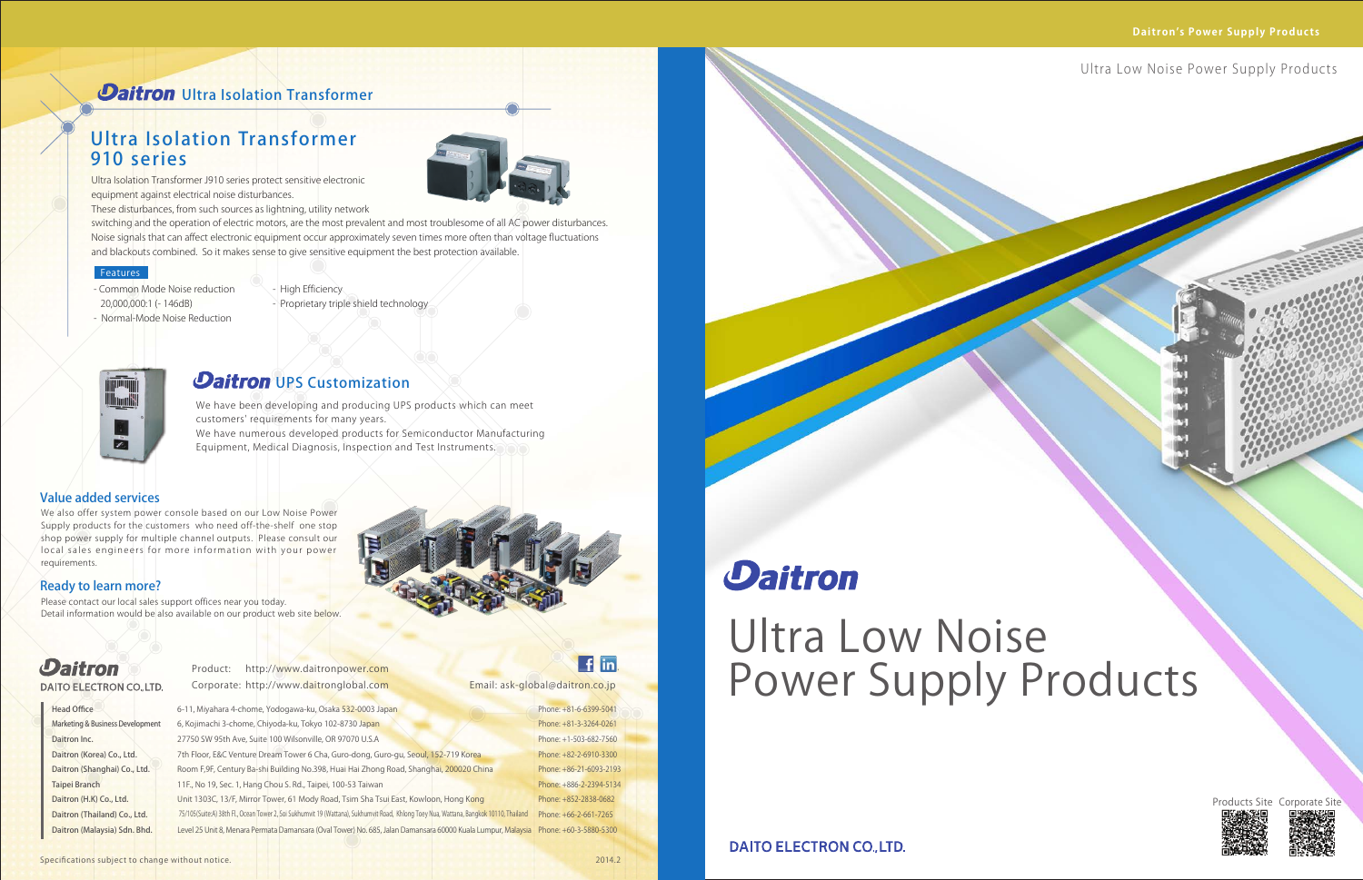# Daitron Ultra Isolation Transformer

## Ultra Isolation Transformer 910 series

Ultra Isolation Transformer J910 series protect sensitive electronic equipment against electrical noise disturbances.
These disturbances, from such sources as lightning, utility network switching and the operation of electric motors, are the most prevalent and most troublesome of all AC power disturbances. Noise signals that can affect electronic equipment occur approximately seven times more often than voltage fluctuations and blackouts combined. So it makes sense to give sensitive equipment the best protection available.

### Features

- Common Mode Noise reduction 20,000,000:1 (- 146dB)
- Normal-Mode Noise Reduction
- High Efficiency
- Proprietary triple shield technology

# Daitron UPS Customization

We have been developing and producing UPS products which can meet customers' requirements for many years.
We have numerous developed products for Semiconductor Manufacturing Equipment, Medical Diagnosis, Inspection and Test Instruments.

## Value added services

We also offer system power console based on our Low Noise Power Supply products for the customers who need off-the-shelf one stop shop power supply for multiple channel outputs. Please consult our local sales engineers for more information with your power requirements.

## Ready to learn more?

Please contact our local sales support offices near you today.
Detail information would be also available on our product web site below.

**Daitron**
DAITO ELECTRON CO.,LTD.

Product: http://www.daitronpower.com
Corporate: http://www.daitronglobal.com

Email: ask-global@daitron.co.jp

| Office | Address | Phone |
|---|---|---|
| Head Office | 6-11, Miyahara 4-chome, Yodogawa-ku, Osaka 532-0003 Japan | Phone: +81-6-6399-5041 |
| Marketing & Business Development | 6, Kojimachi 3-chome, Chiyoda-ku, Tokyo 102-8730 Japan | Phone: +81-3-3264-0261 |
| Daitron Inc. | 27750 SW 95th Ave, Suite 100 Wilsonville, OR 97070 U.S.A | Phone: +1-503-682-7560 |
| Daitron (Korea) Co., Ltd. | 7th Floor, E&C Venture Dream Tower 6 Cha, Guro-dong, Guro-gu, Seoul, 152-719 Korea | Phone: +82-2-6910-3300 |
| Daitron (Shanghai) Co., Ltd. | Room F,9F, Century Ba-shi Building No.398, Huai Hai Zhong Road, Shanghai, 200020 China | Phone: +86-21-6093-2193 |
| Taipei Branch | 11F., No 19, Sec. 1, Hang Chou S. Rd., Taipei, 100-53 Taiwan | Phone: +886-2-2394-5134 |
| Daitron (H.K) Co., Ltd. | Unit 1303C, 13/F, Mirror Tower, 61 Mody Road, Tsim Sha Tsui East, Kowloon, Hong Kong | Phone: +852-2838-0682 |
| Daitron (Thailand) Co., Ltd. | 75/105(Suite A) 38th Fl., Ocean Tower 2, Soi Sukhumvit 19 (Wattana), Sukhumvit Road, Khlong Toey Nua, Wattana, Bangkok 10110, Thailand | Phone: +66-2-661-7265 |
| Daitron (Malaysia) Sdn. Bhd. | Level 25 Unit 8, Menara Permata Damansara (Oval Tower) No. 685, Jalan Damansara 60000 Kuala Lumpur, Malaysia | Phone: +60-3-5880-5300 |

Specifications subject to change without notice.

2014.2

Daitron's Power Supply Products

Ultra Low Noise Power Supply Products

# Daitron

# Ultra Low Noise Power Supply Products

Products Site Corporate Site

DAITO ELECTRON CO.,LTD.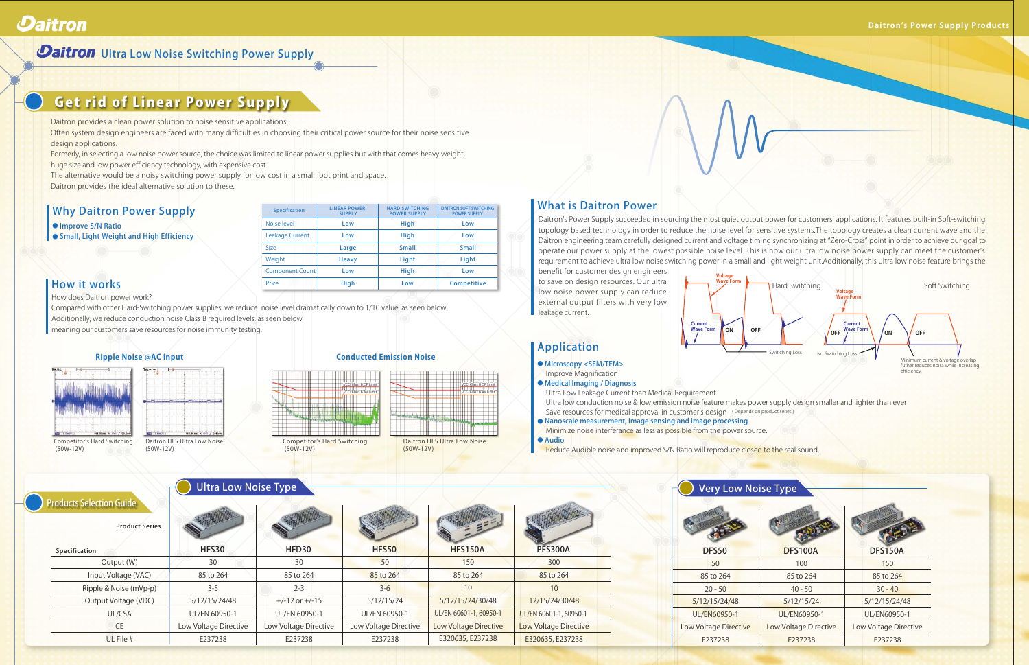# Daitron Ultra Low Noise Switching Power Supply

## Get rid of Linear Power Supply

Daitron provides a clean power solution to noise sensitive applications.
Often system design engineers are faced with many difficulties in choosing their critical power source for their noise sensitive design applications.
Formerly, in selecting a low noise power source, the choice was limited to linear power supplies but with that comes heavy weight, huge size and low power efficiency technology, with expensive cost.
The alternative would be a noisy switching power supply for low cost in a small foot print and space.
Daitron provides the ideal alternative solution to these.

### Why Daitron Power Supply

- Improve S/N Ratio
- Small, Light Weight and High Efficiency

| Specification | LINEAR POWER SUPPLY | HARD SWITCHING POWER SUPPLY | DAITRON SOFT SWITCHING POWER SUPPLY |
|---|---|---|---|
| Noise level | Low | High | Low |
| Leakage Current | Low | High | Low |
| Size | Large | Small | Small |
| Weight | Heavy | Light | Light |
| Component Count | Low | High | Low |
| Price | High | Low | Competitive |

### How it works

How does Daitron power work?
Compared with other Hard-Switching power supplies, we reduce noise level dramatically down to 1/10 value, as seen below.
Additionally, we reduce conduction noise Class B required levels, as seen below,
meaning our customers save resources for noise immunity testing.

**Ripple Noise @AC input**

Competitor's Hard Switching (50W-12V)

Daitron HFS Ultra Low Noise (50W-12V)

**Conducted Emission Noise**

Competitor's Hard Switching (50W-12V)

Daitron HFS Ultra Low Noise (50W-12V)

### What is Daitron Power

Daitron's Power Supply succeeded in sourcing the most quiet output power for customers' applications. It features built-in Soft-switching topology based technology in order to reduce the noise level for sensitive systems.The topology creates a clean current wave and the Daitron engineering team carefully designed current and voltage timing synchronizing at "Zero-Cross" point in order to achieve our goal to operate our power supply at the lowest possible noise level. This is how our ultra low noise power supply can meet the customer's requirement to achieve ultra low noise switching power in a small and light weight unit.Additionally, this ultra low noise feature brings the benefit for customer design engineers to save on design resources. Our ultra low noise power supply can reduce external output filters with very low leakage current.

Hard Switching

Voltage Wave Form

Current Wave Form

ON

OFF

Switching Loss

Soft Switching

Voltage Wave Form

Current Wave Form

OFF

ON

OFF

No Switching Loss

Minimum current & voltage overlap futher reduces noise while increasing efficiency.

### Application

- **Microscopy <SEM/TEM>**
  Improve Magnification
- **Medical Imaging / Diagnosis**
  Ultra Low Leakage Current than Medical Requirement
  Ultra low conduction noise & low emission noise feature makes power supply design smaller and lighter than ever
  Save resources for medical approval in customer's design (Depends on product series)
- **Nanoscale measurement, Image sensing and image processing**
  Minimize noise interferance as less as possible from the power source.
- **Audio**
  Reduce Audible noise and improved S/N Ratio will reproduce closed to the real sound.

## Products Selection Guide

### Ultra Low Noise Type

| Specification / Product Series | HFS30 | HFD30 | HFS50 | HFS150A | PFS300A |
|---|---|---|---|---|---|
| Output (W) | 30 | 30 | 50 | 150 | 300 |
| Input Voltage (VAC) | 85 to 264 | 85 to 264 | 85 to 264 | 85 to 264 | 85 to 264 |
| Ripple & Noise (mVp-p) | 3-5 | 2-3 | 3-6 | 10 | 10 |
| Output Voltage (VDC) | 5/12/15/24/48 | +/-12 or +/-15 | 5/12/15/24 | 5/12/15/24/30/48 | 12/15/24/30/48 |
| UL/CSA | UL/EN 60950-1 | UL/EN 60950-1 | UL/EN 60950-1 | UL/EN 60601-1, 60950-1 | UL/EN 60601-1, 60950-1 |
| CE | Low Voltage Directive | Low Voltage Directive | Low Voltage Directive | Low Voltage Directive | Low Voltage Directive |
| UL File # | E237238 | E237238 | E237238 | E320635, E237238 | E320635, E237238 |

### Very Low Noise Type

| Specification / Product Series | DFS50 | DFS100A | DFS150A |
|---|---|---|---|
| Output (W) | 50 | 100 | 150 |
| Input Voltage (VAC) | 85 to 264 | 85 to 264 | 85 to 264 |
| Ripple & Noise (mVp-p) | 20 - 50 | 40 - 50 | 30 - 40 |
| Output Voltage (VDC) | 5/12/15/24/48 | 5/12/15/24 | 5/12/15/24/48 |
| UL/CSA | UL/EN60950-1 | UL/EN60950-1 | UL/EN60950-1 |
| CE | Low Voltage Directive | Low Voltage Directive | Low Voltage Directive |
| UL File # | E237238 | E237238 | E237238 |